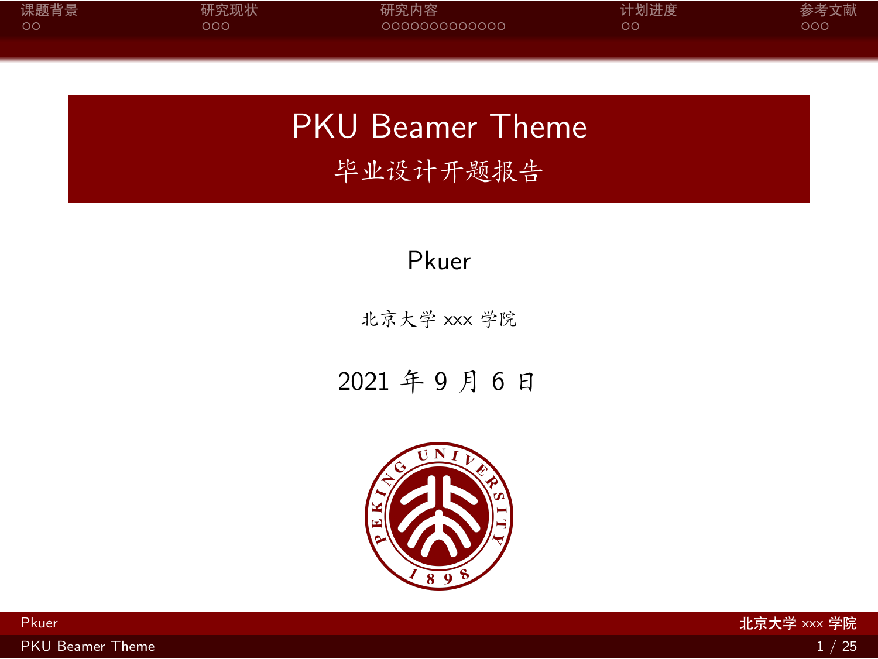# PKU Beamer Theme

## 毕业设计开题报告

Pkuer

北京大学 xxx 学院

2021 年 9 月 6 日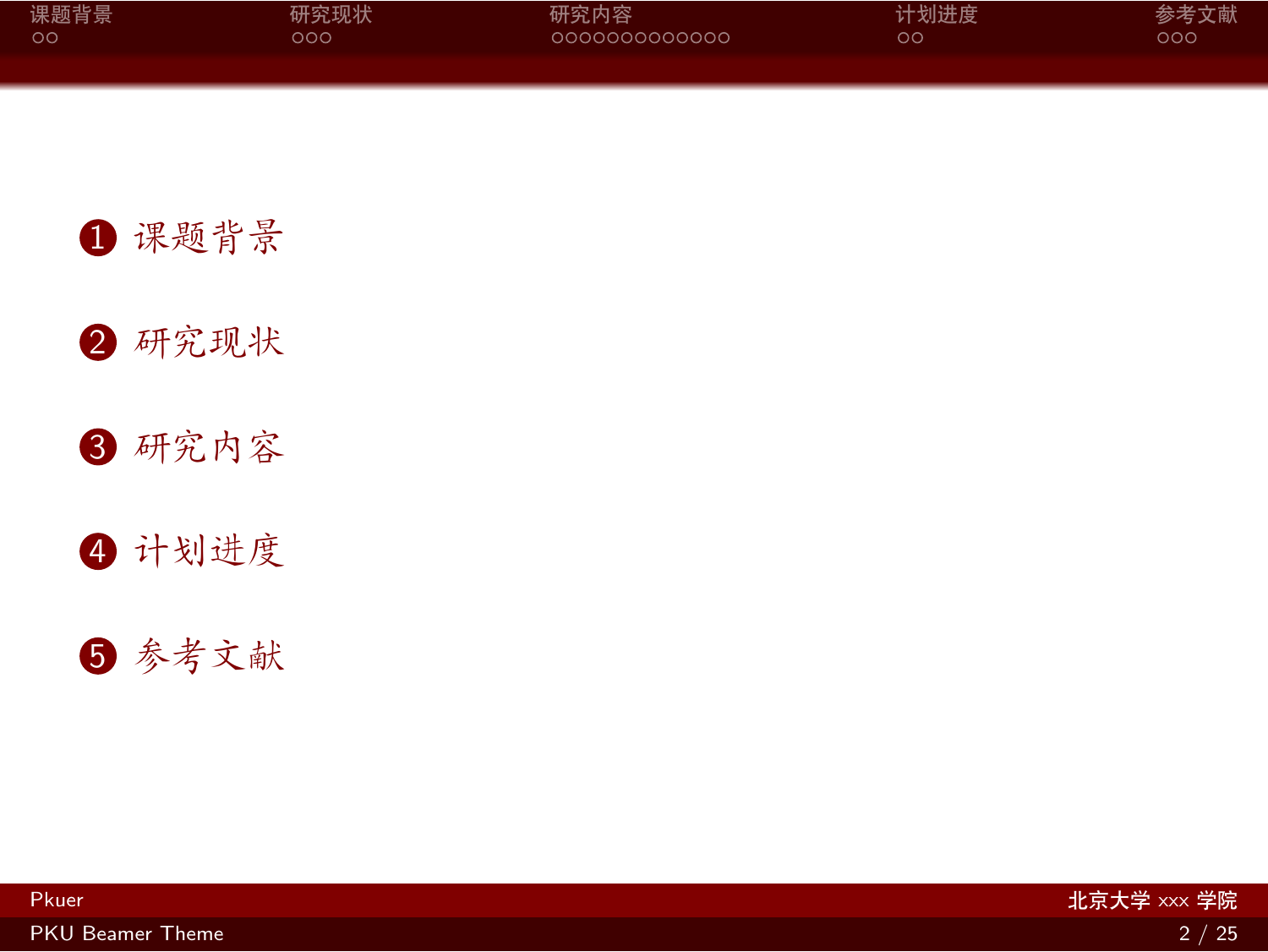1. 课题背景
2. 研究现状
3. 研究内容
4. 计划进度
5. 参考文献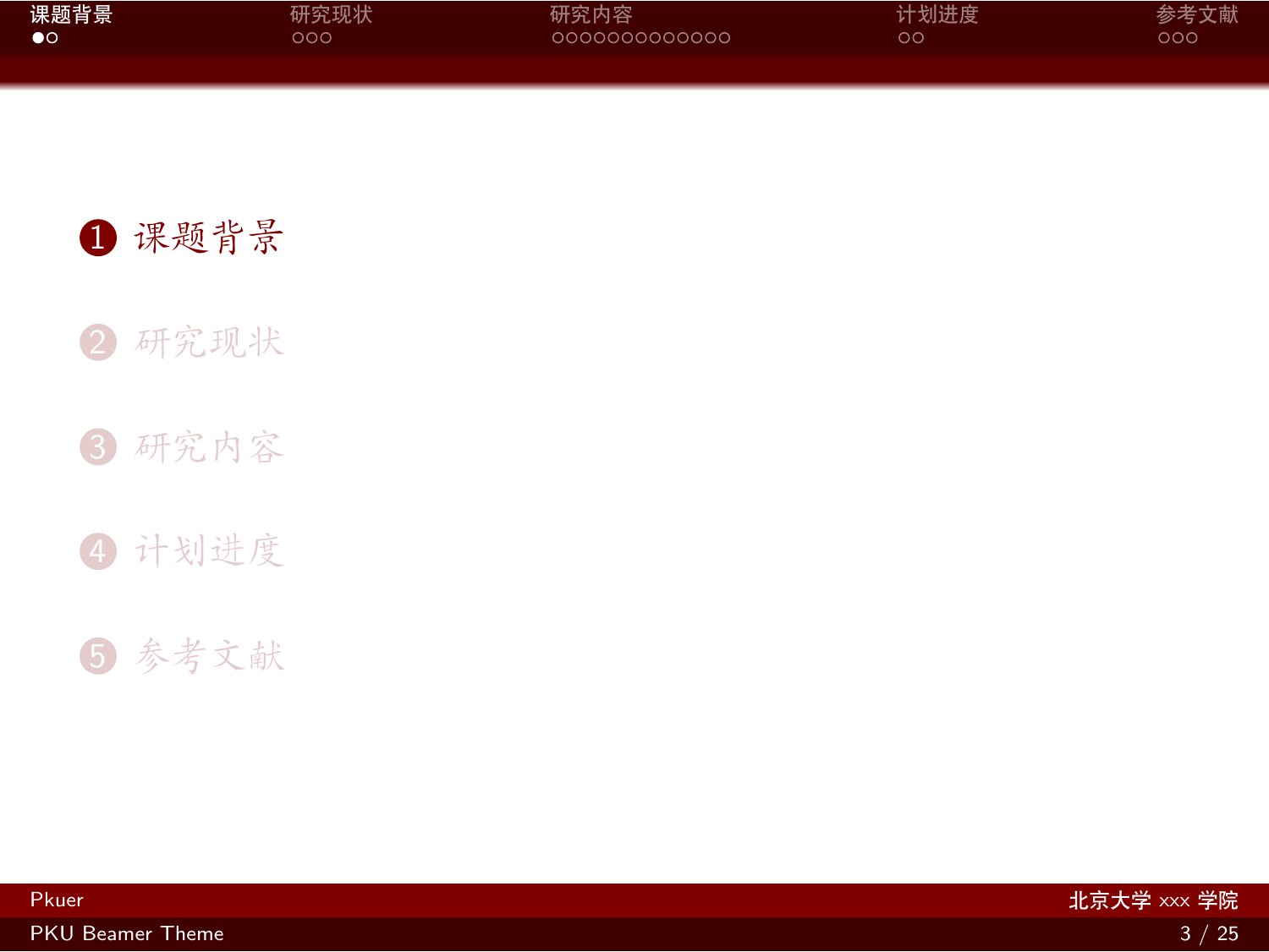1. 课题背景
2. 研究现状
3. 研究内容
4. 计划进度
5. 参考文献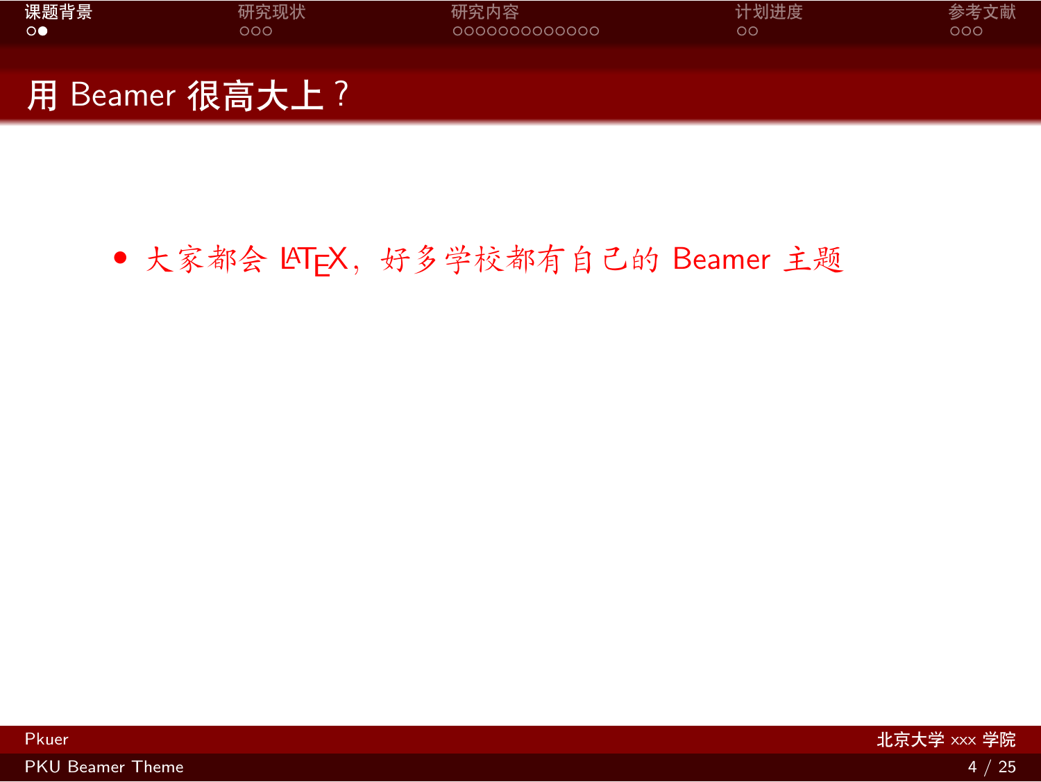## 用 Beamer 很高大上？

- 大家都会 LaTeX，好多学校都有自己的 Beamer 主题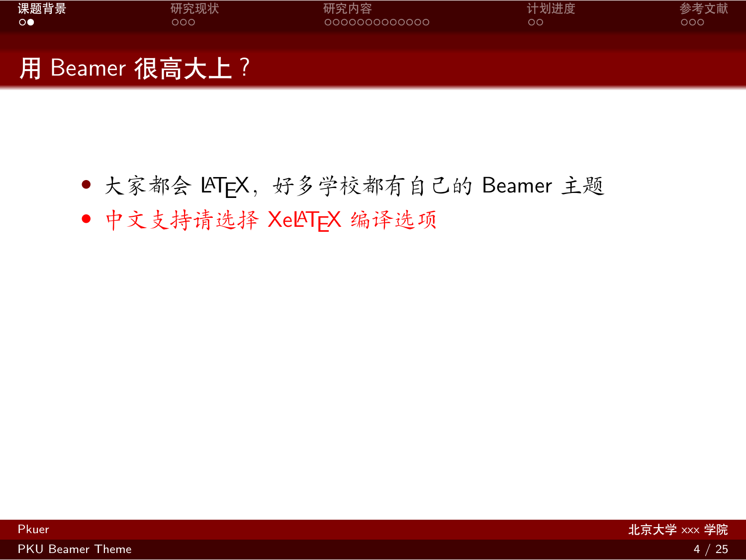## 用 Beamer 很高大上？

- 大家都会 LaTeX，好多学校都有自己的 Beamer 主题
- 中文支持请选择 XeLaTeX 编译选项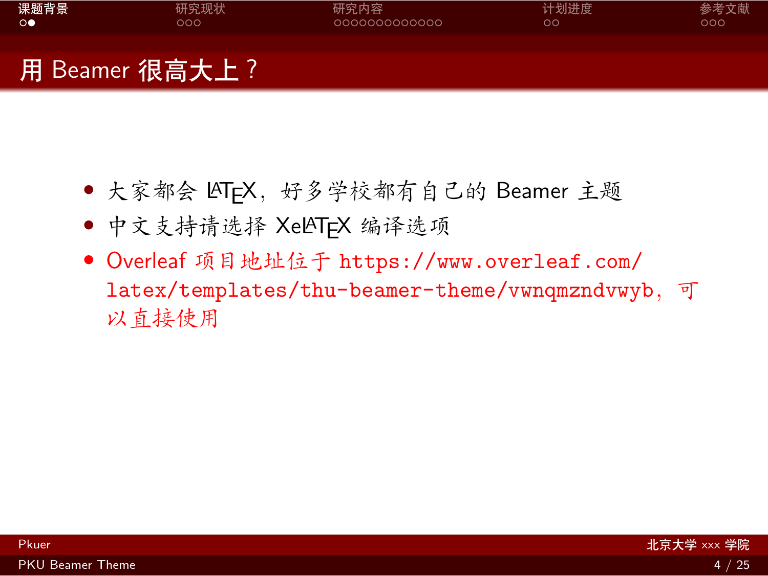# 用 Beamer 很高大上？

- 大家都会 LaTeX，好多学校都有自己的 Beamer 主题
- 中文支持请选择 XeLaTeX 编译选项
- Overleaf 项目地址位于 https://www.overleaf.com/latex/templates/thu-beamer-theme/vwnqmzndvwyb，可以直接使用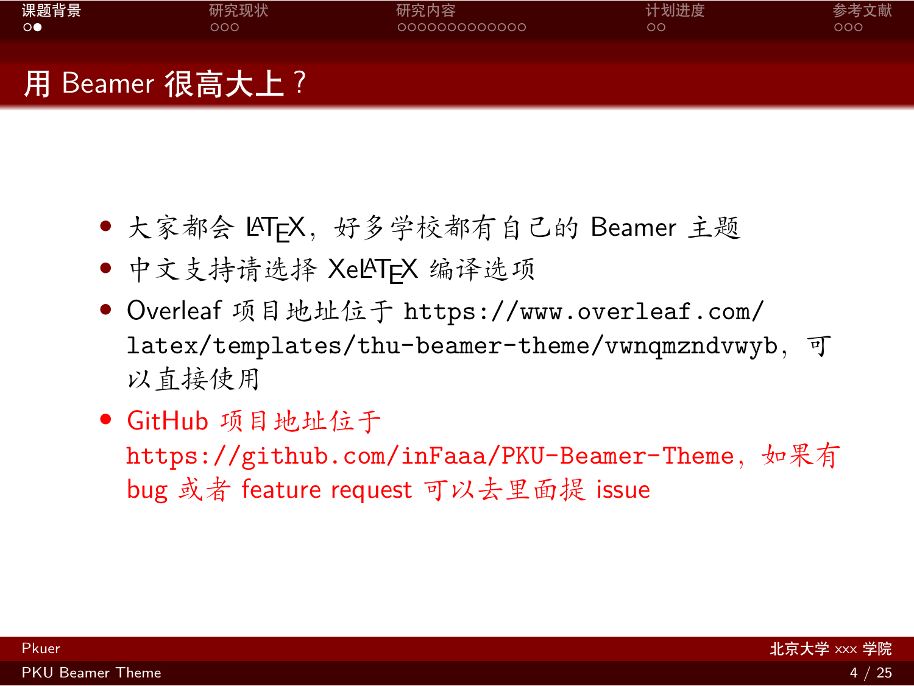# 用 Beamer 很高大上？

- 大家都会 LaTeX，好多学校都有自己的 Beamer 主题
- 中文支持请选择 XeLaTeX 编译选项
- Overleaf 项目地址位于 https://www.overleaf.com/latex/templates/thu-beamer-theme/vwnqmzndvwyb，可以直接使用
- GitHub 项目地址位于 https://github.com/inFaaa/PKU-Beamer-Theme，如果有 bug 或者 feature request 可以去里面提 issue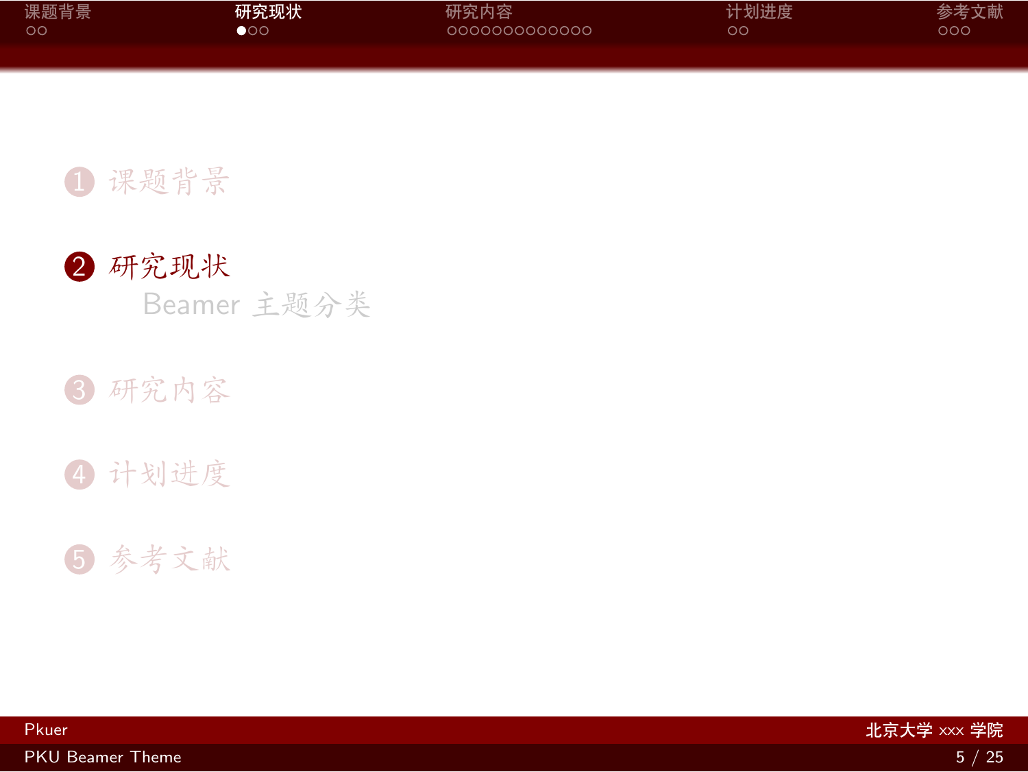1. 课题背景
2. 研究现状
   - Beamer 主题分类
3. 研究内容
4. 计划进度
5. 参考文献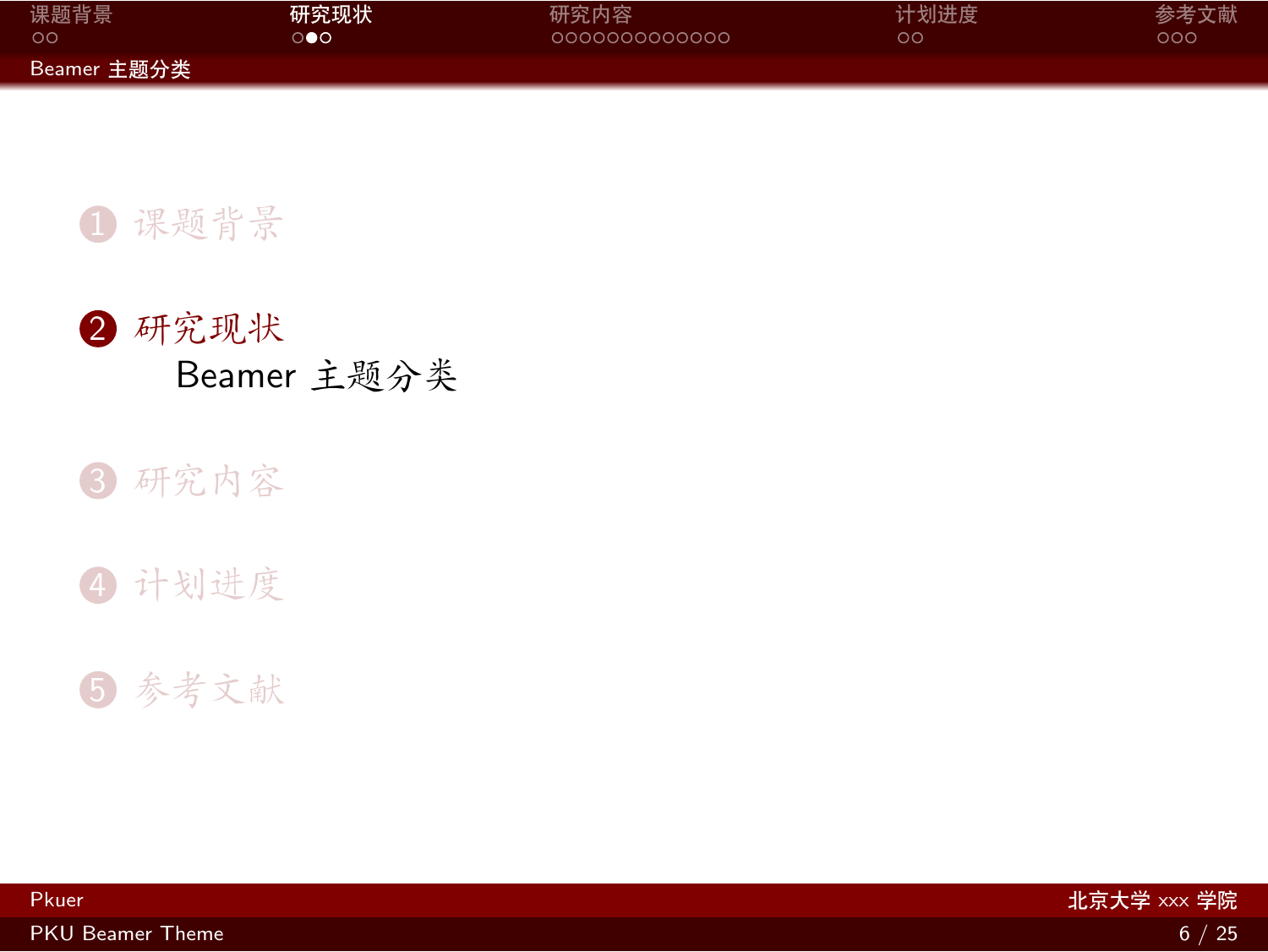1. 课题背景
2. 研究现状
   - Beamer 主题分类
3. 研究内容
4. 计划进度
5. 参考文献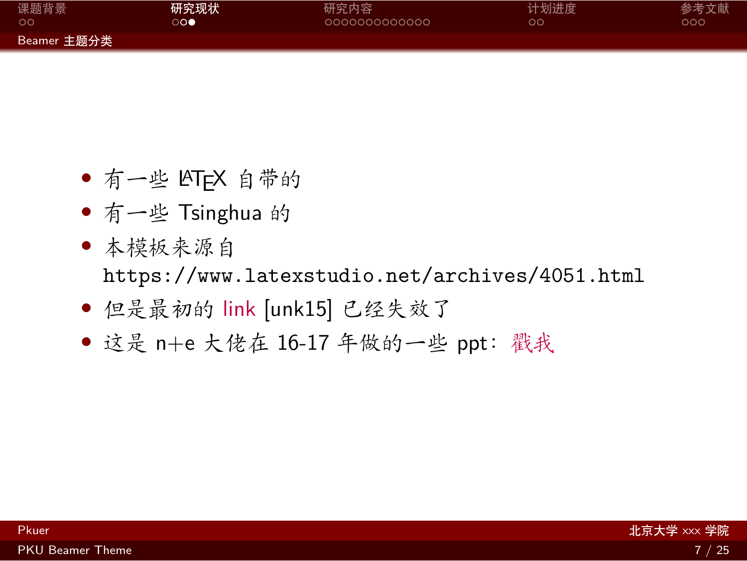## Beamer 主题分类

- 有一些 LaTeX 自带的
- 有一些 Tsinghua 的
- 本模板来源自 https://www.latexstudio.net/archives/4051.html
- 但是最初的 link [unk15] 已经失效了
- 这是 n+e 大佬在 16-17 年做的一些 ppt：戳我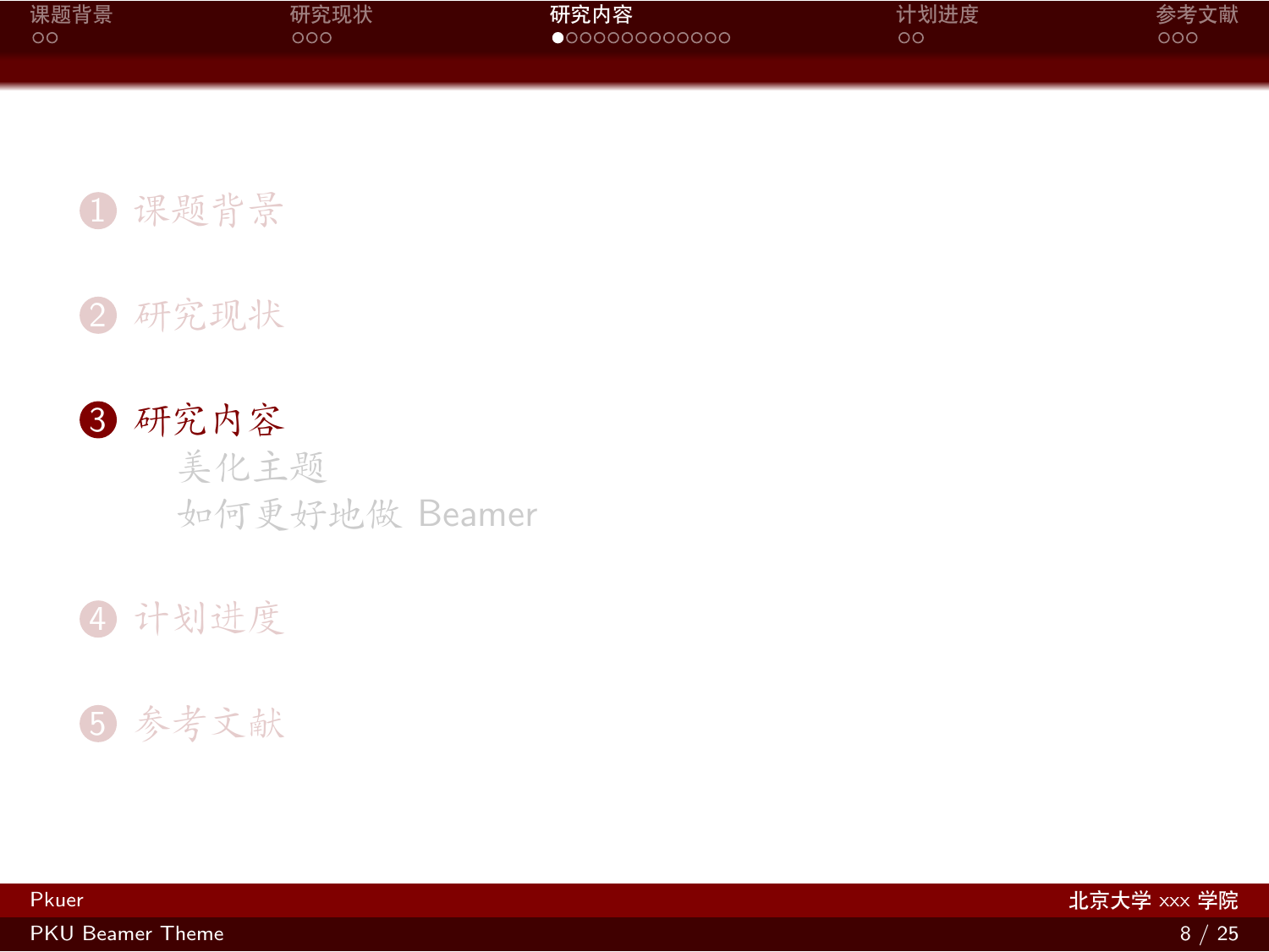1. 课题背景
2. 研究现状
3. 研究内容
   - 美化主题
   - 如何更好地做 Beamer
4. 计划进度
5. 参考文献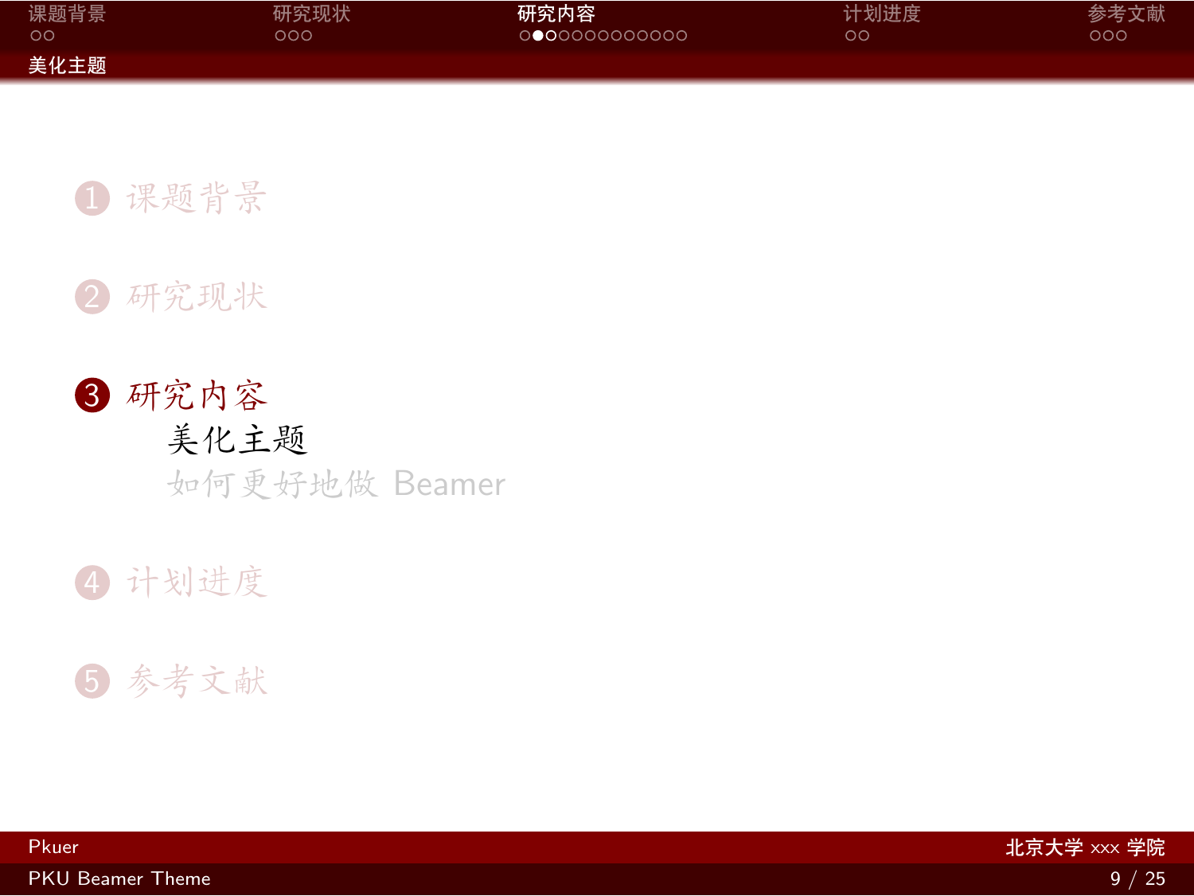1. 课题背景
2. 研究现状
3. 研究内容
   - 美化主题
   - 如何更好地做 Beamer
4. 计划进度
5. 参考文献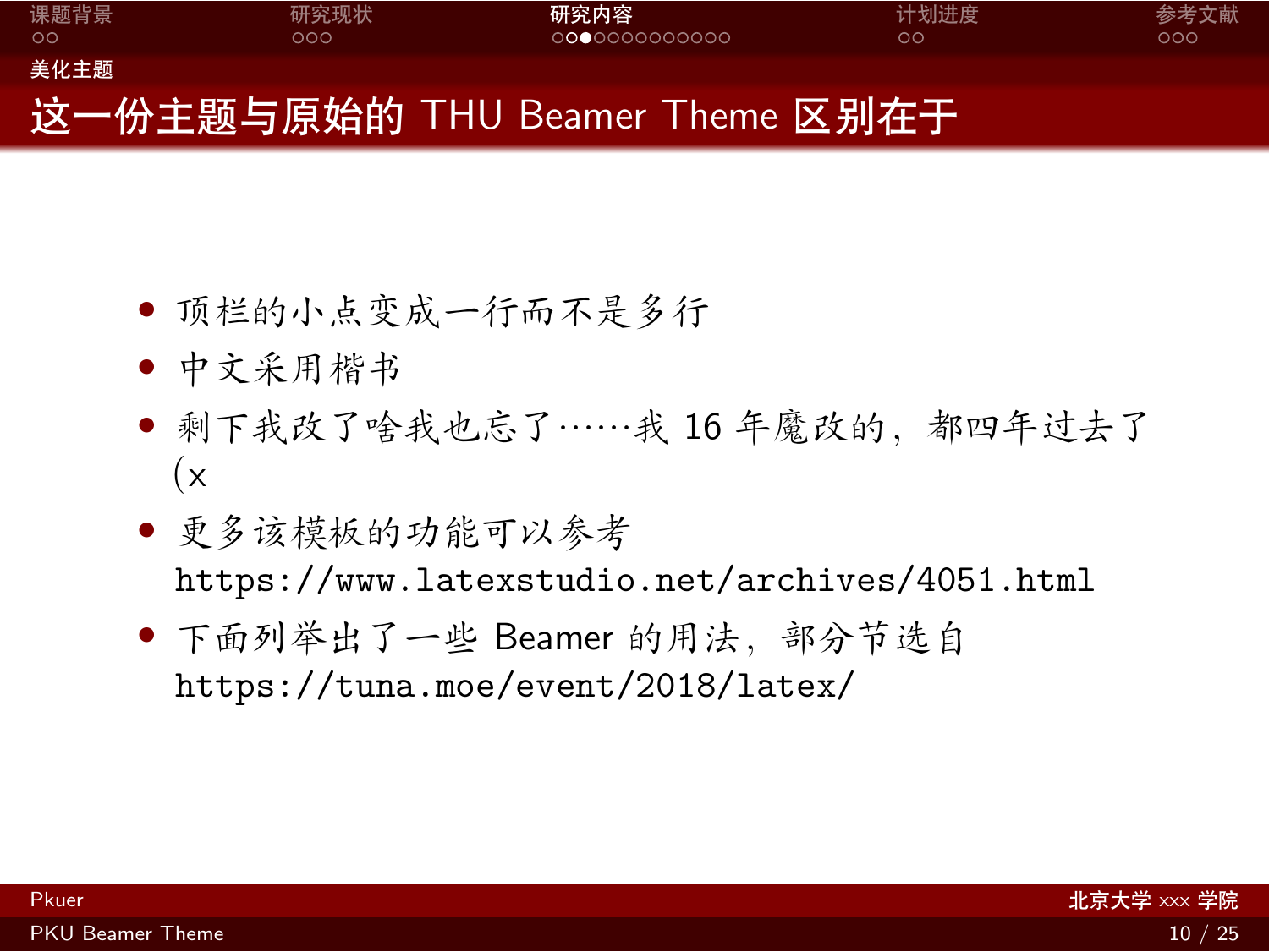## 这一份主题与原始的 THU Beamer Theme 区别在于

- 顶栏的小点变成一行而不是多行
- 中文采用楷书
- 剩下我改了啥我也忘了……我 16 年魔改的，都四年过去了 (x
- 更多该模板的功能可以参考 https://www.latexstudio.net/archives/4051.html
- 下面列举出了一些 Beamer 的用法，部分节选自 https://tuna.moe/event/2018/latex/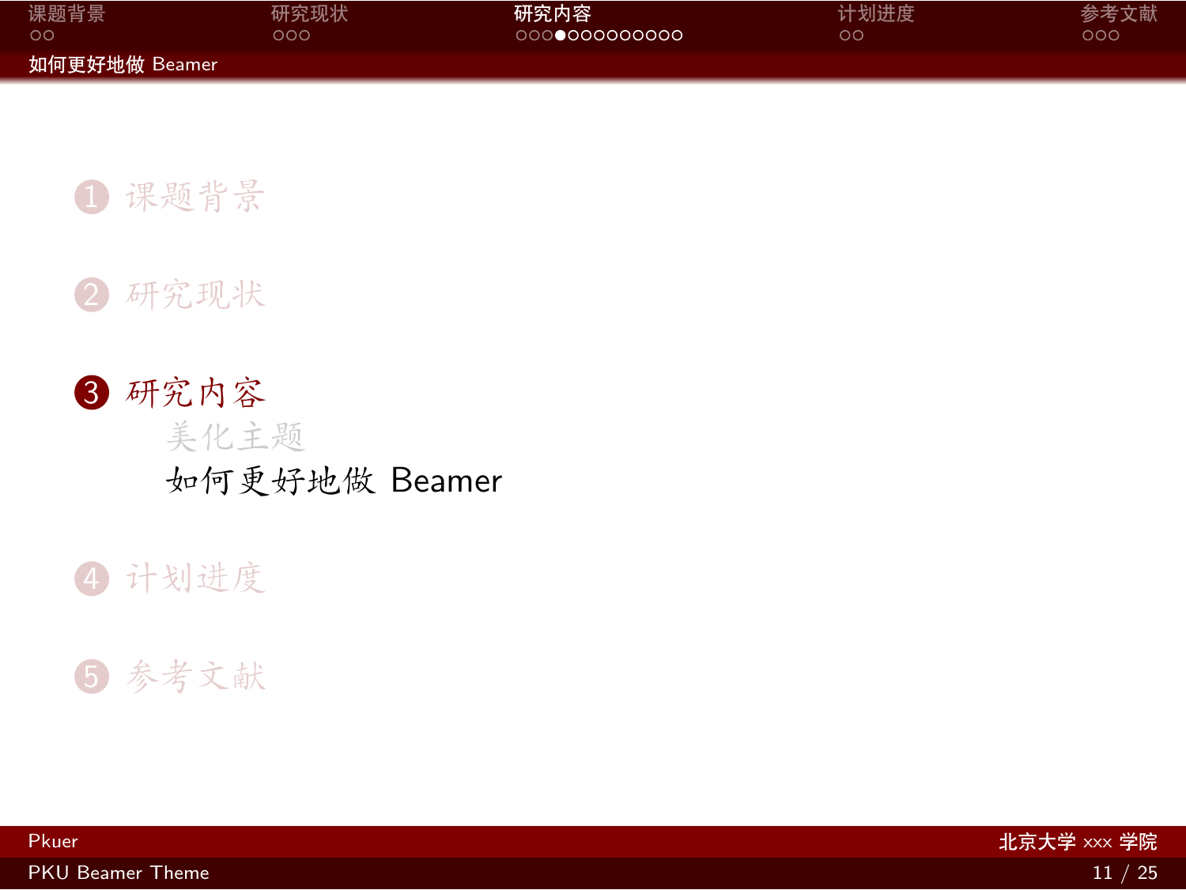1. 课题背景
2. 研究现状
3. 研究内容
   - 美化主题
   - 如何更好地做 Beamer
4. 计划进度
5. 参考文献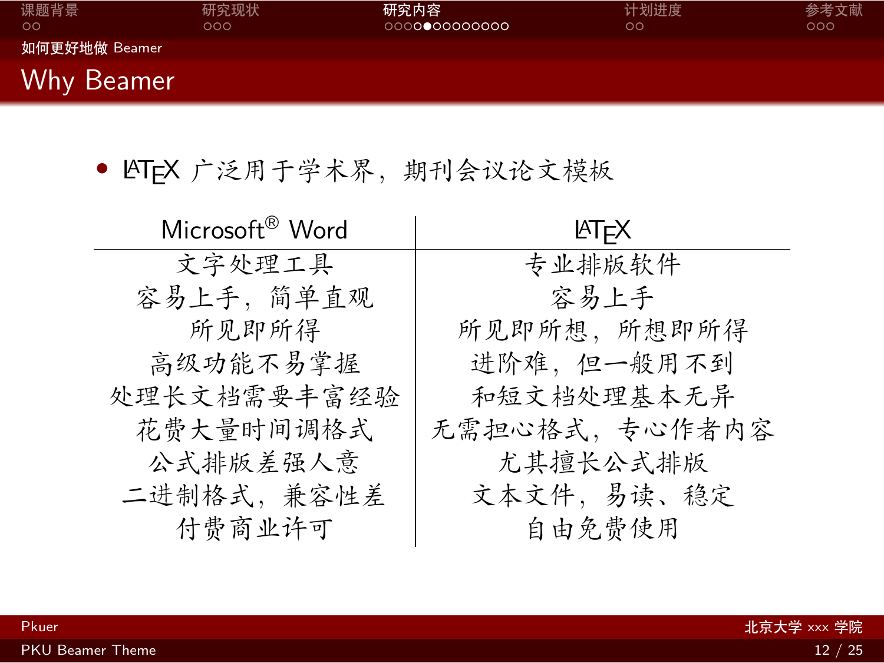## Why Beamer

- LaTeX 广泛用于学术界，期刊会议论文模板

| Microsoft® Word | LaTeX |
| --- | --- |
| 文字处理工具 | 专业排版软件 |
| 容易上手，简单直观 | 容易上手 |
| 所见即所得 | 所见即所想，所想即所得 |
| 高级功能不易掌握 | 进阶难，但一般用不到 |
| 处理长文档需要丰富经验 | 和短文档处理基本无异 |
| 花费大量时间调格式 | 无需担心格式，专心作者内容 |
| 公式排版差强人意 | 尤其擅长公式排版 |
| 二进制格式，兼容性差 | 文本文件，易读、稳定 |
| 付费商业许可 | 自由免费使用 |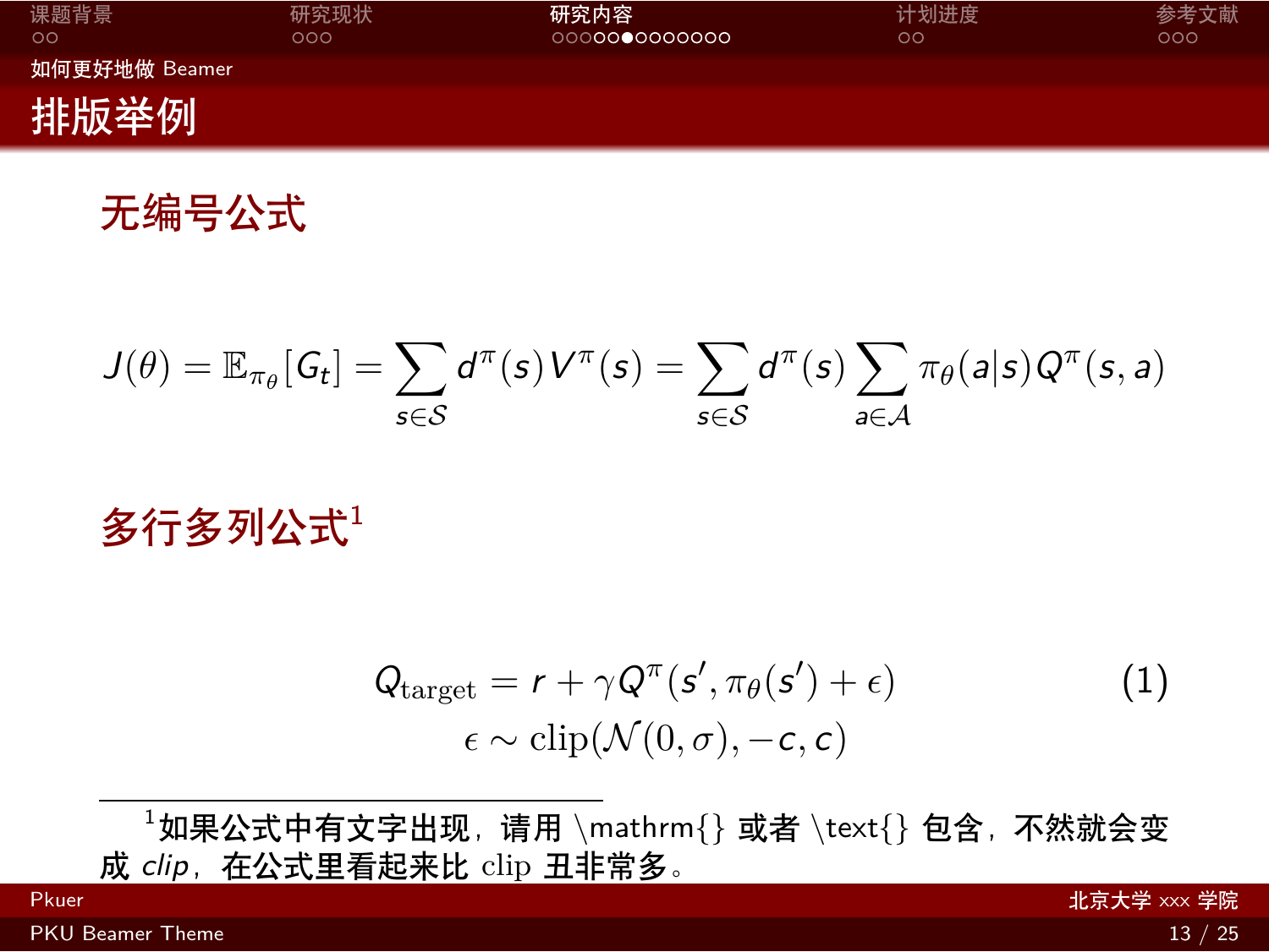## 排版举例

### 无编号公式

$$J(\theta) = \mathbb{E}_{\pi_\theta}[G_t] = \sum_{s \in \mathcal{S}} d^\pi(s) V^\pi(s) = \sum_{s \in \mathcal{S}} d^\pi(s) \sum_{a \in \mathcal{A}} \pi_\theta(a|s) Q^\pi(s, a)$$

### 多行多列公式[1]

$$\begin{aligned} Q_{\mathrm{target}} &= r + \gamma Q^\pi(s', \pi_\theta(s') + \epsilon) \\ \epsilon &\sim \mathrm{clip}(\mathcal{N}(0, \sigma), -c, c) \end{aligned} \tag{1}$$

[1] 如果公式中有文字出现，请用 \mathrm{} 或者 \text{} 包含，不然就会变成 *clip*，在公式里看起来比 $\mathrm{clip}$ 丑非常多。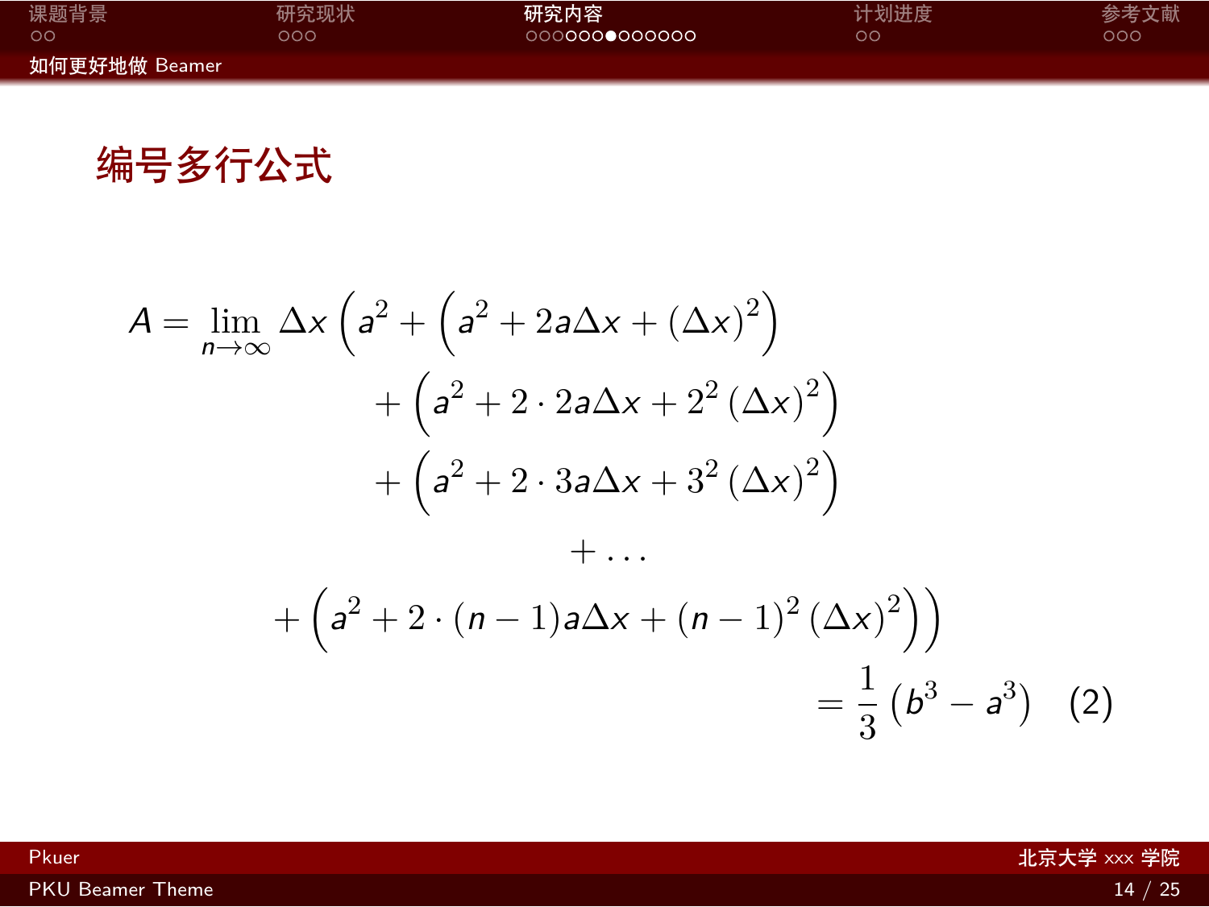## 编号多行公式

$$
\begin{aligned}
A = \lim_{n\to\infty} \Delta x \left(a^2 + \left(a^2 + 2a\Delta x + (\Delta x)^2\right)\right. \\
+ \left(a^2 + 2\cdot 2a\Delta x + 2^2 (\Delta x)^2\right) \\
+ \left(a^2 + 2\cdot 3a\Delta x + 3^2 (\Delta x)^2\right) \\
+ \ldots \\
\left. + \left(a^2 + 2\cdot (n-1)a\Delta x + (n-1)^2 (\Delta x)^2\right)\right) \\
= \frac{1}{3}\left(b^3 - a^3\right)
\end{aligned}
\tag{2}
$$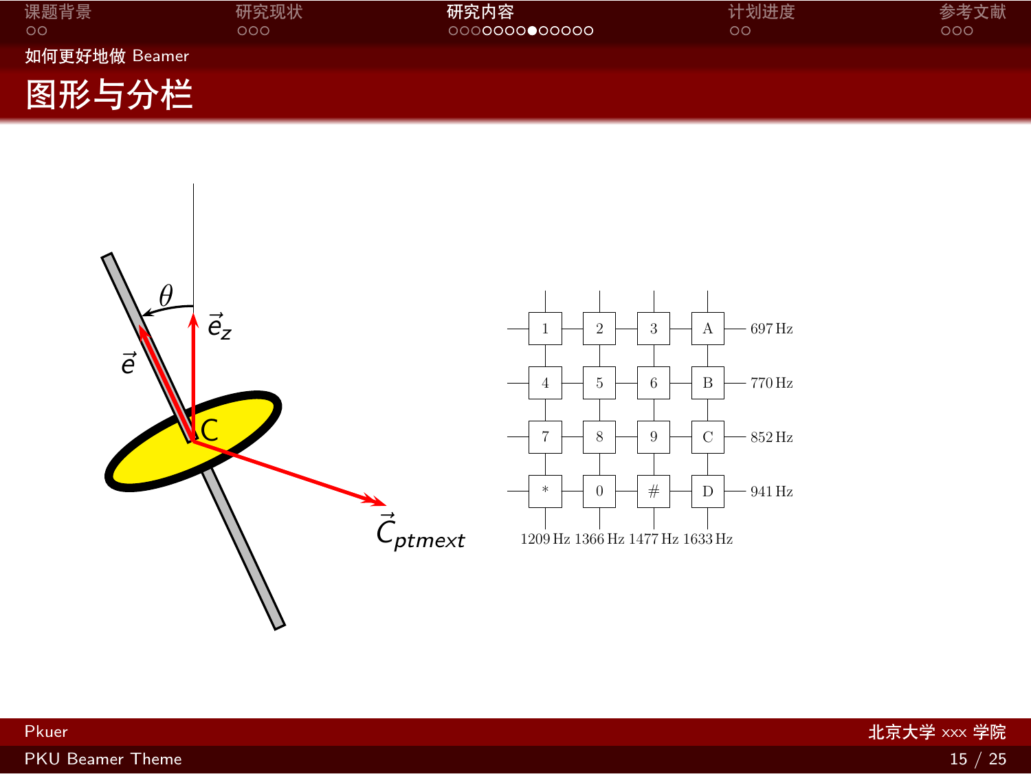# 图形与分栏

| | | | | |
|---|---|---|---|---|
| 1 | 2 | 3 | A | 697 Hz |
| 4 | 5 | 6 | B | 770 Hz |
| 7 | 8 | 9 | C | 852 Hz |
| * | 0 | # | D | 941 Hz |
| 1209 Hz | 1366 Hz | 1477 Hz | 1633 Hz | |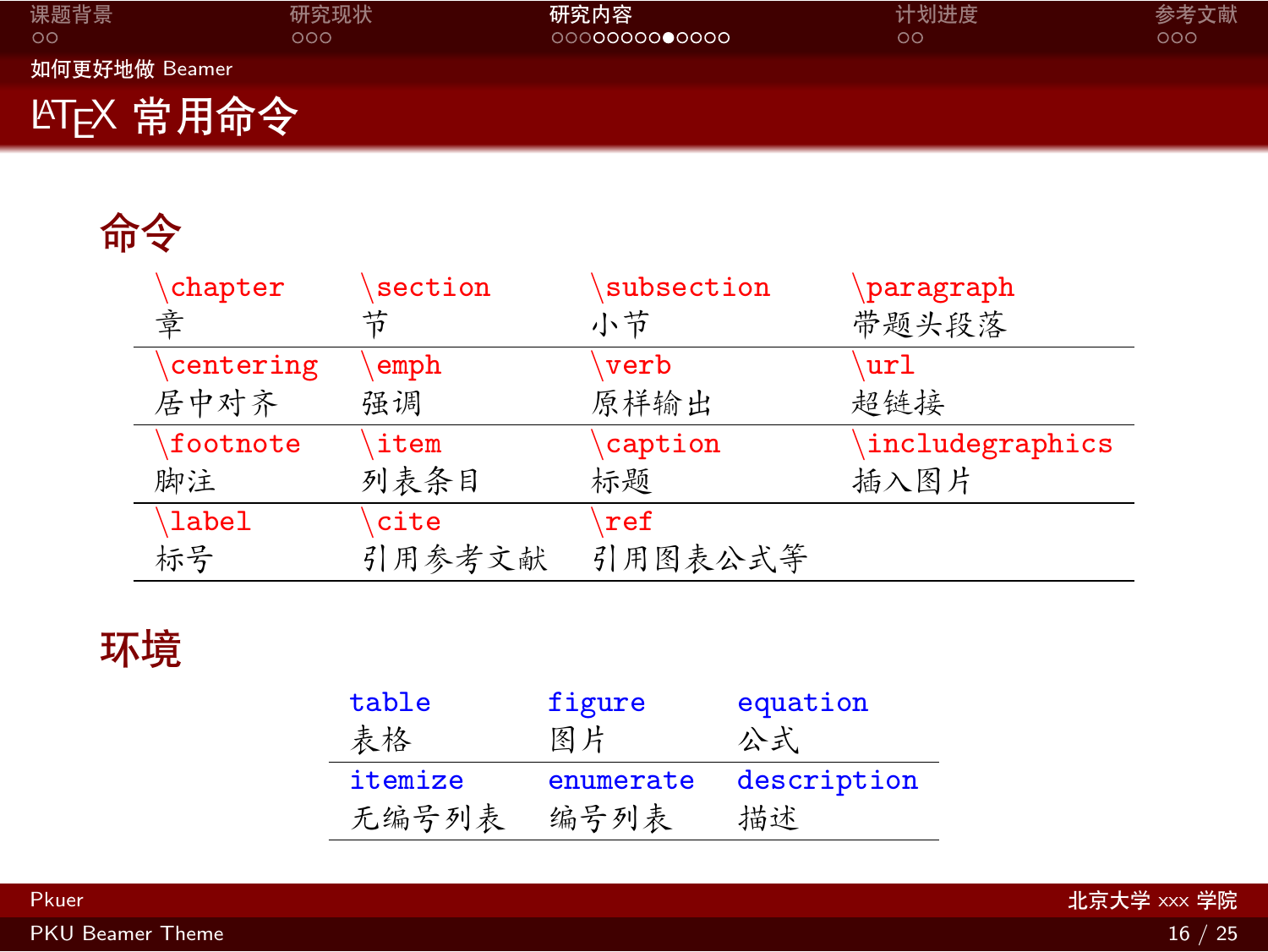# LaTeX 常用命令

## 命令

| \chapter | \section | \subsection | \paragraph |
|---|---|---|---|
| 章 | 节 | 小节 | 带题头段落 |
| \centering<br>居中对齐 | \emph<br>强调 | \verb<br>原样输出 | \url<br>超链接 |
| \footnote<br>脚注 | \item<br>列表条目 | \caption<br>标题 | \includegraphics<br>插入图片 |
| \label<br>标号 | \cite<br>引用参考文献 | \ref<br>引用图表公式等 | |

## 环境

| table | figure | equation |
|---|---|---|
| 表格 | 图片 | 公式 |
| itemize<br>无编号列表 | enumerate<br>编号列表 | description<br>描述 |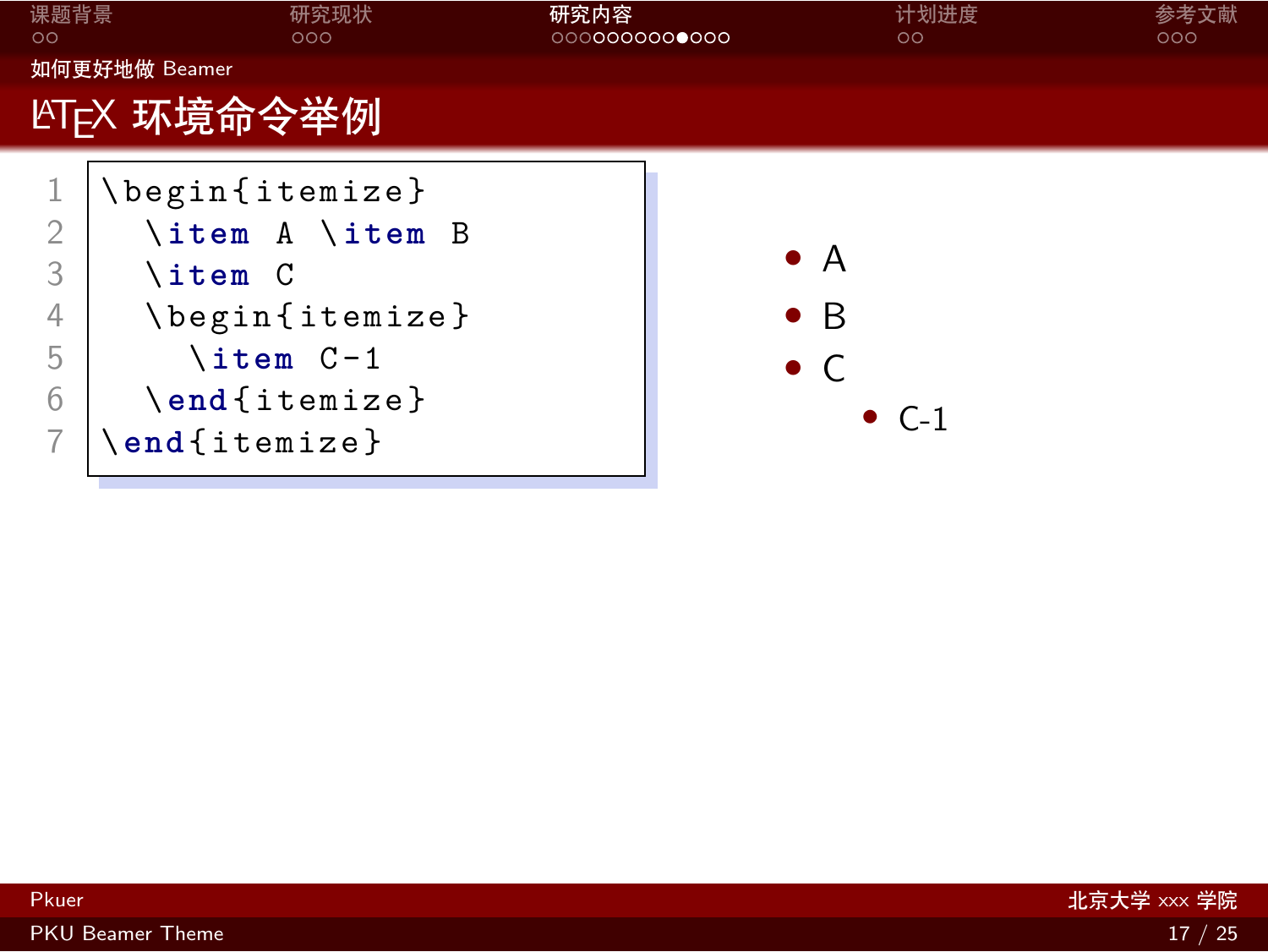## LaTeX 环境命令举例

```latex
\begin{itemize}
  \item A \item B
  \item C
  \begin{itemize}
    \item C-1
  \end{itemize}
\end{itemize}
```

- A
- B
- C
  - C-1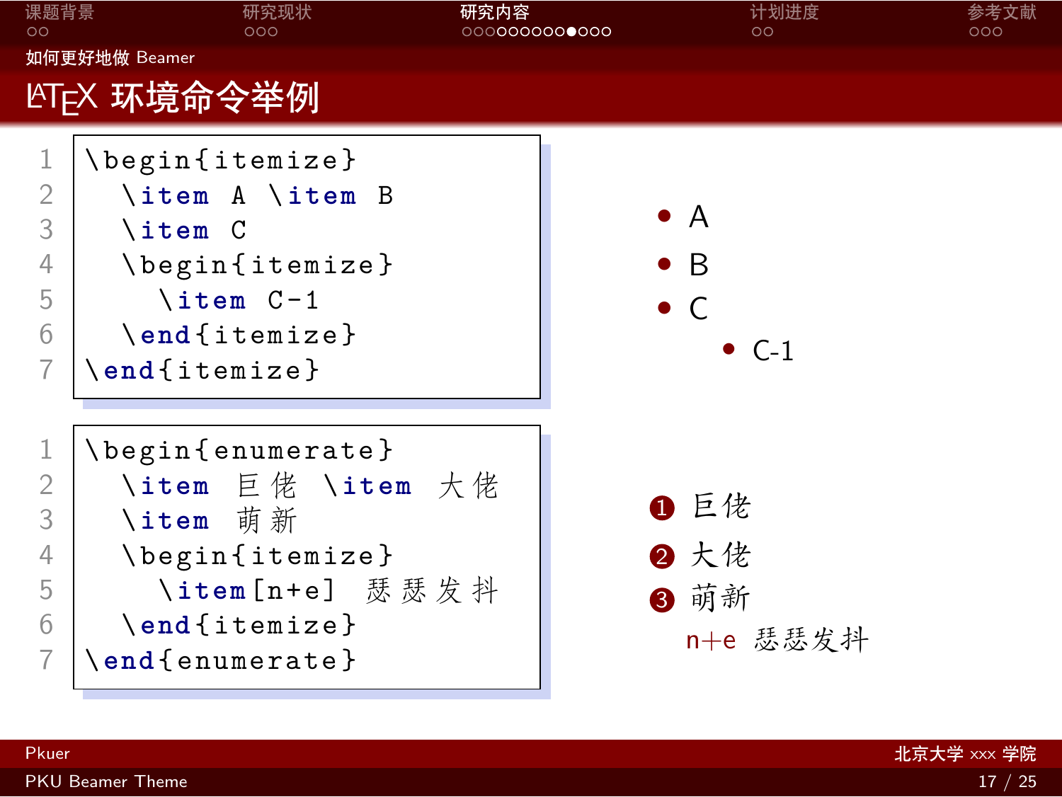## 如何更好地做 Beamer

# LaTeX 环境命令举例

```
\begin{itemize}
  \item A \item B
  \item C
  \begin{itemize}
    \item C-1
  \end{itemize}
\end{itemize}
```

- A
- B
- C
  - C-1

```
\begin{enumerate}
  \item 巨佬 \item 大佬
  \item 萌新
  \begin{itemize}
    \item[n+e] 瑟瑟发抖
  \end{itemize}
\end{enumerate}
```

1. 巨佬
2. 大佬
3. 萌新
   - n+e 瑟瑟发抖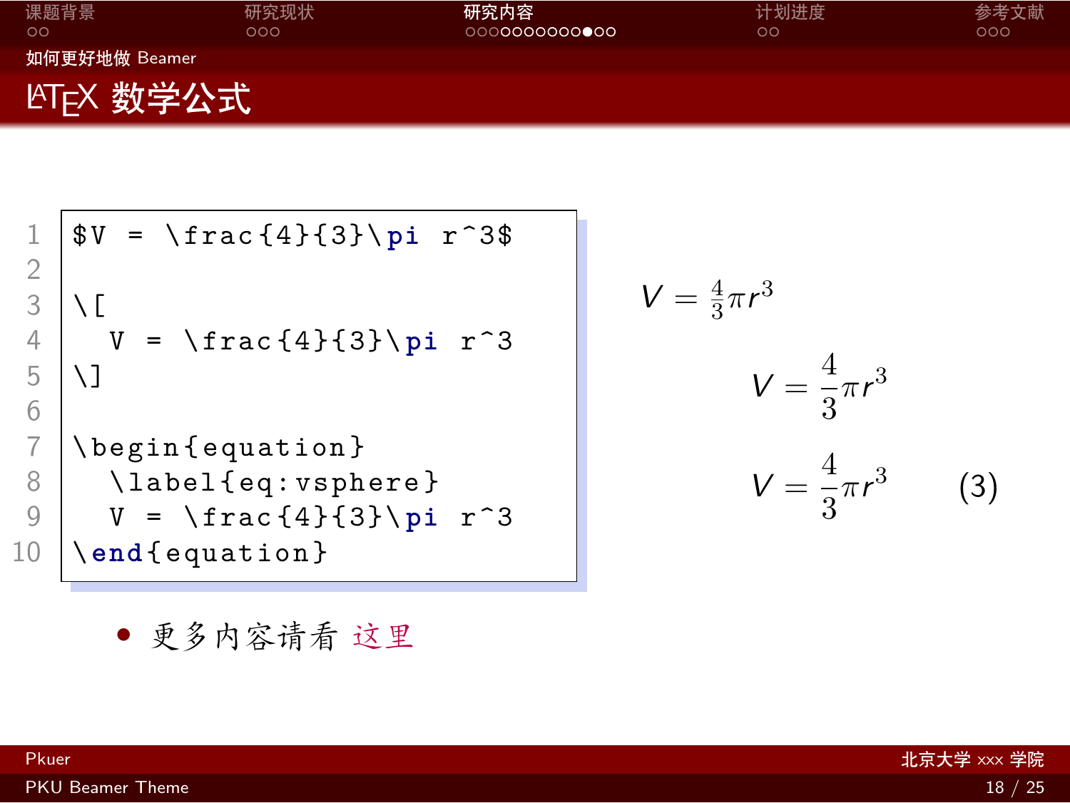## 如何更好地做 Beamer

# LaTeX 数学公式

```latex
$V = \frac{4}{3}\pi r^3$

\[
  V = \frac{4}{3}\pi r^3
\]

\begin{equation}
  \label{eq:vsphere}
  V = \frac{4}{3}\pi r^3
\end{equation}
```

$V = \frac{4}{3}\pi r^3$

$$V = \frac{4}{3}\pi r^3$$

$$V = \frac{4}{3}\pi r^3 \tag{3}$$

- 更多内容请看 这里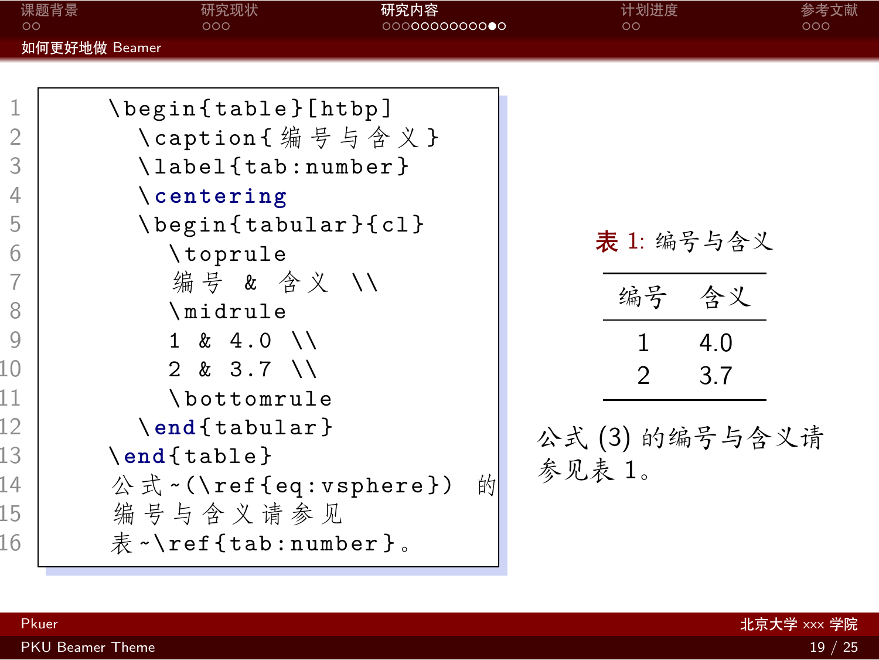## 如何更好地做 Beamer

```latex
\begin{table}[htbp]
  \caption{编号与含义}
  \label{tab:number}
  \centering
  \begin{tabular}{cl}
    \toprule
    编号 & 含义 \\
    \midrule
    1 & 4.0 \\
    2 & 3.7 \\
    \bottomrule
  \end{tabular}
\end{table}
公式~(\ref{eq:vsphere}) 的
编号与含义请参见
表~\ref{tab:number}。
```

表 1: 编号与含义

| 编号 | 含义 |
|---|---|
| 1 | 4.0 |
| 2 | 3.7 |

公式 (3) 的编号与含义请参见表 1。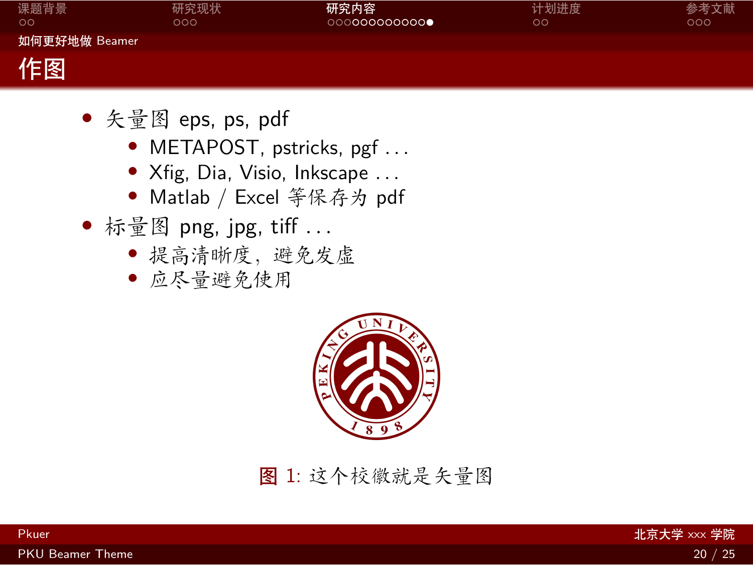## 作图

- 矢量图 eps, ps, pdf
  - METAPOST, pstricks, pgf ...
  - Xfig, Dia, Visio, Inkscape ...
  - Matlab / Excel 等保存为 pdf
- 标量图 png, jpg, tiff ...
  - 提高清晰度，避免发虚
  - 应尽量避免使用

图 1: 这个校徽就是矢量图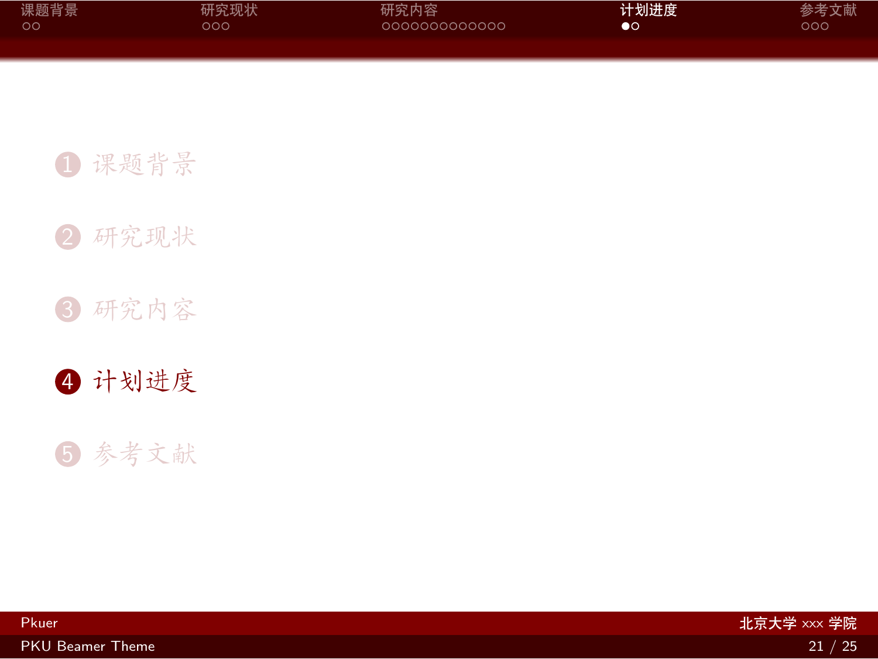1. 课题背景
2. 研究现状
3. 研究内容
4. **计划进度**
5. 参考文献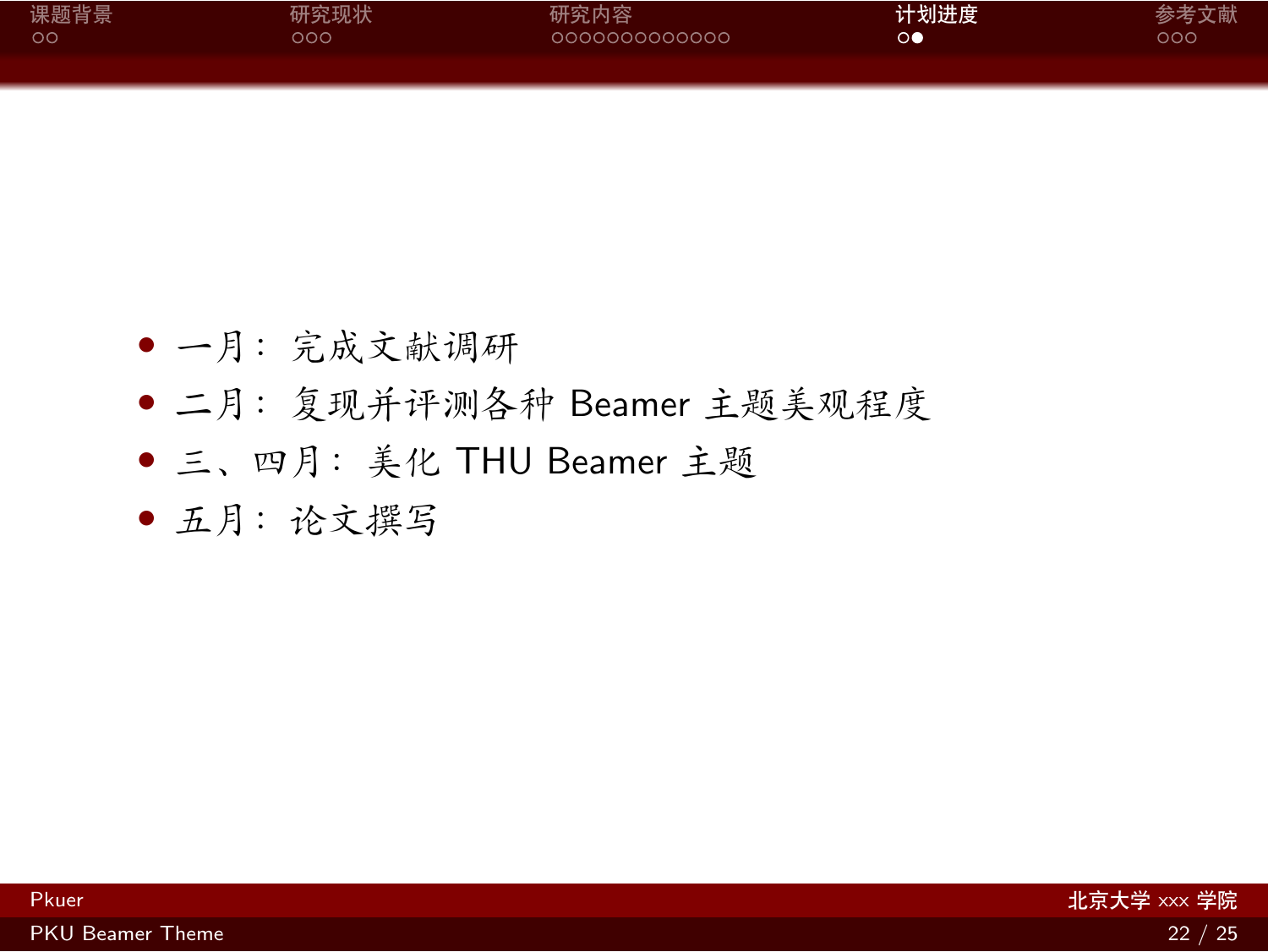- 一月：完成文献调研
- 二月：复现并评测各种 Beamer 主题美观程度
- 三、四月：美化 THU Beamer 主题
- 五月：论文撰写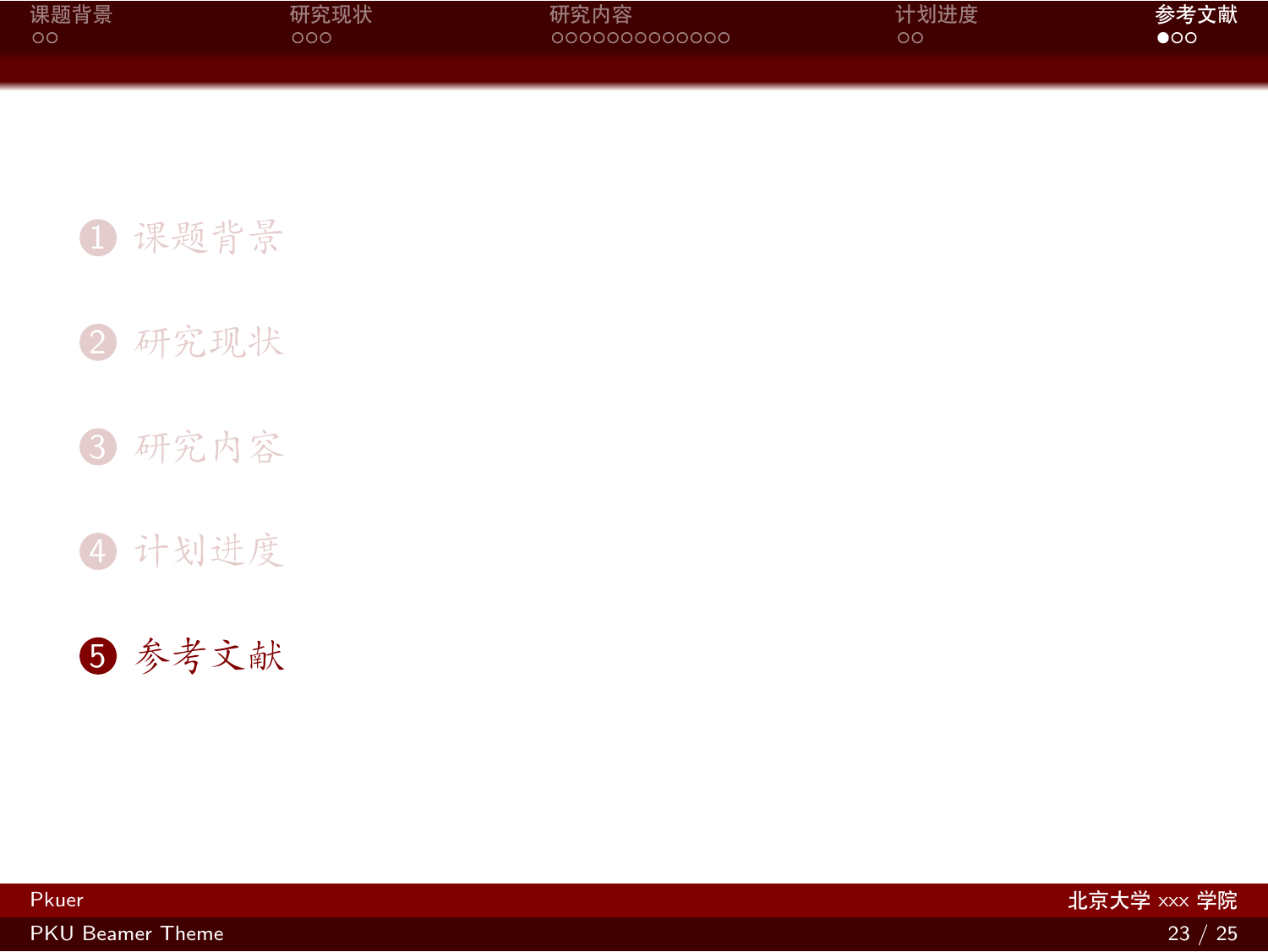1. 课题背景
2. 研究现状
3. 研究内容
4. 计划进度
5. **参考文献**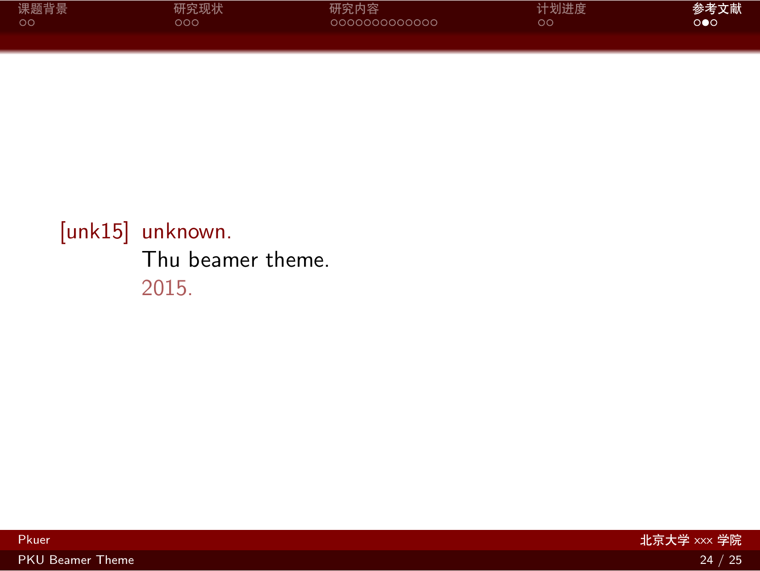[unk15] unknown.
Thu beamer theme.
2015.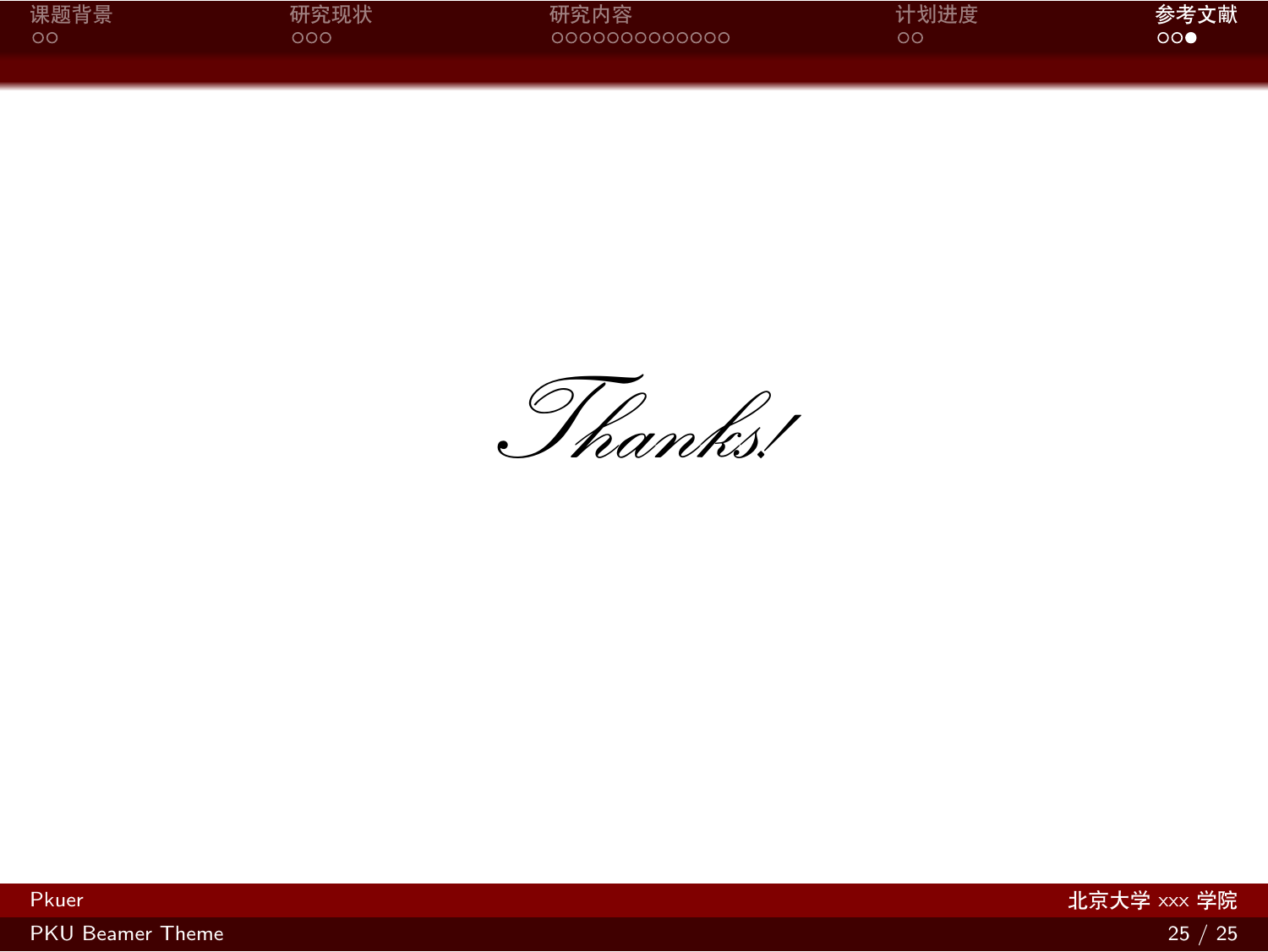*Thanks!*